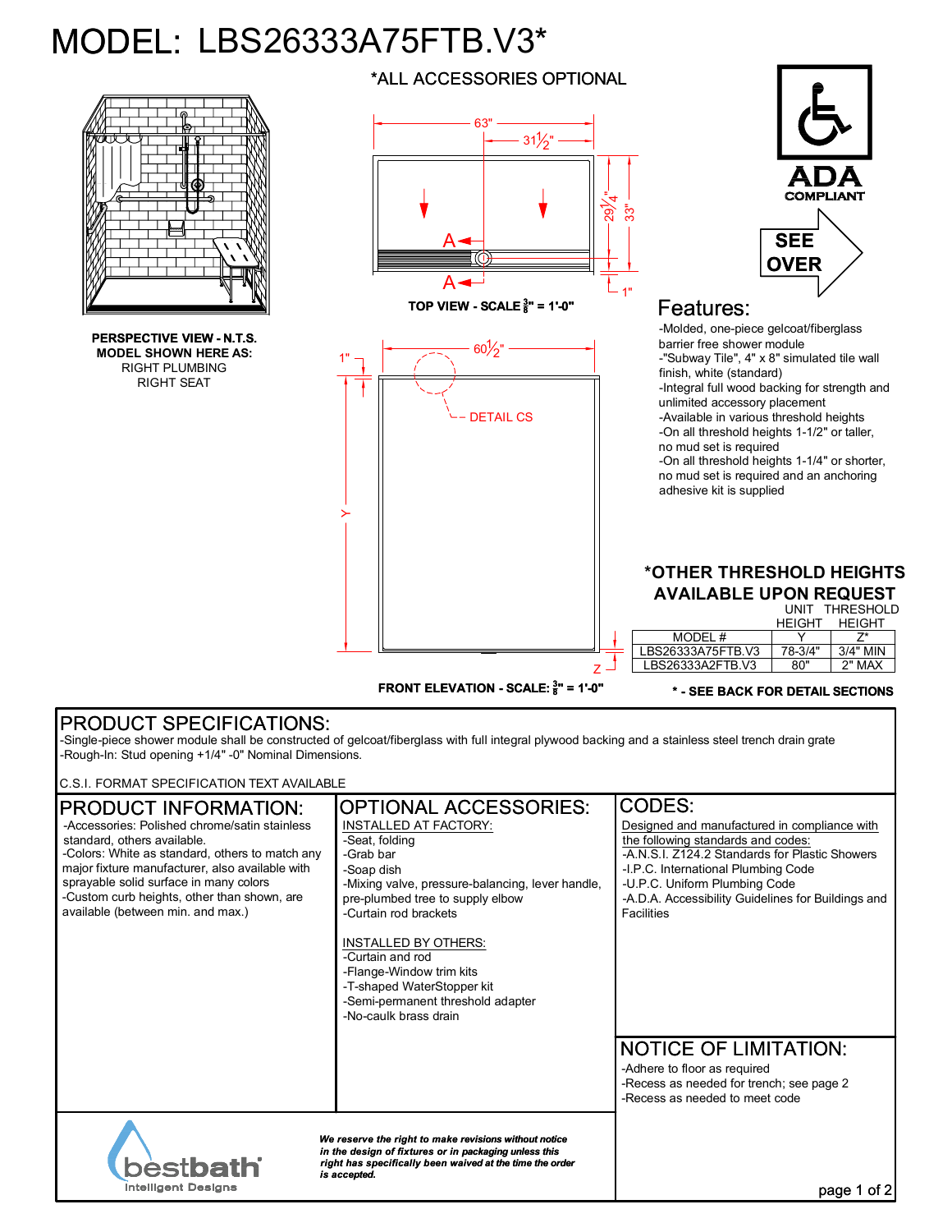# MODEL: LBS26333A75FTB.V3*

*ALL ACCESSORIES OPTIONAL

**PERSPECTIVE VIEW - N.T.S.**
**MODEL SHOWN HERE AS:**
RIGHT PLUMBING
RIGHT SEAT

**TOP VIEW - SCALE $\frac{3}{8}$" = 1'-0"**

63" | 31 1/2" | 29 1/4" | 33" | 1" | A | A

**FRONT ELEVATION - SCALE: $\frac{3}{8}$" = 1'-0"**

1" | 60 1/2" | DETAIL CS | Y | Z

ADA COMPLIANT

SEE OVER

## Features:

- -Molded, one-piece gelcoat/fiberglass barrier free shower module
- -"Subway Tile", 4" x 8" simulated tile wall finish, white (standard)
- -Integral full wood backing for strength and unlimited accessory placement
- -Available in various threshold heights
- -On all threshold heights 1-1/2" or taller, no mud set is required
- -On all threshold heights 1-1/4" or shorter, no mud set is required and an anchoring adhesive kit is supplied

## *OTHER THRESHOLD HEIGHTS AVAILABLE UPON REQUEST

| MODEL # | UNIT HEIGHT Y | THRESHOLD HEIGHT Z* |
|---|---|---|
| LBS26333A75FTB.V3 | 78-3/4" | 3/4" MIN |
| LBS26333A2FTB.V3 | 80" | 2" MAX |

**\* - SEE BACK FOR DETAIL SECTIONS**

## PRODUCT SPECIFICATIONS:

-Single-piece shower module shall be constructed of gelcoat/fiberglass with full integral plywood backing and a stainless steel trench drain grate
-Rough-In: Stud opening +1/4" -0" Nominal Dimensions.

C.S.I. FORMAT SPECIFICATION TEXT AVAILABLE

## PRODUCT INFORMATION:

- -Accessories: Polished chrome/satin stainless standard, others available.
- -Colors: White as standard, others to match any major fixture manufacturer, also available with sprayable solid surface in many colors
- -Custom curb heights, other than shown, are available (between min. and max.)

## OPTIONAL ACCESSORIES:

INSTALLED AT FACTORY:

- -Seat, folding
- -Grab bar
- -Soap dish
- -Mixing valve, pressure-balancing, lever handle, pre-plumbed tree to supply elbow
- -Curtain rod brackets

INSTALLED BY OTHERS:

- -Curtain and rod
- -Flange-Window trim kits
- -T-shaped WaterStopper kit
- -Semi-permanent threshold adapter
- -No-caulk brass drain

## CODES:

Designed and manufactured in compliance with the following standards and codes:

- -A.N.S.I. Z124.2 Standards for Plastic Showers
- -I.P.C. International Plumbing Code
- -U.P.C. Uniform Plumbing Code
- -A.D.A. Accessibility Guidelines for Buildings and Facilities

## NOTICE OF LIMITATION:

- -Adhere to floor as required
- -Recess as needed for trench; see page 2
- -Recess as needed to meet code

bestbath
Intelligent Designs

***We reserve the right to make revisions without notice in the design of fixtures or in packaging unless this right has specifically been waived at the time the order is accepted.***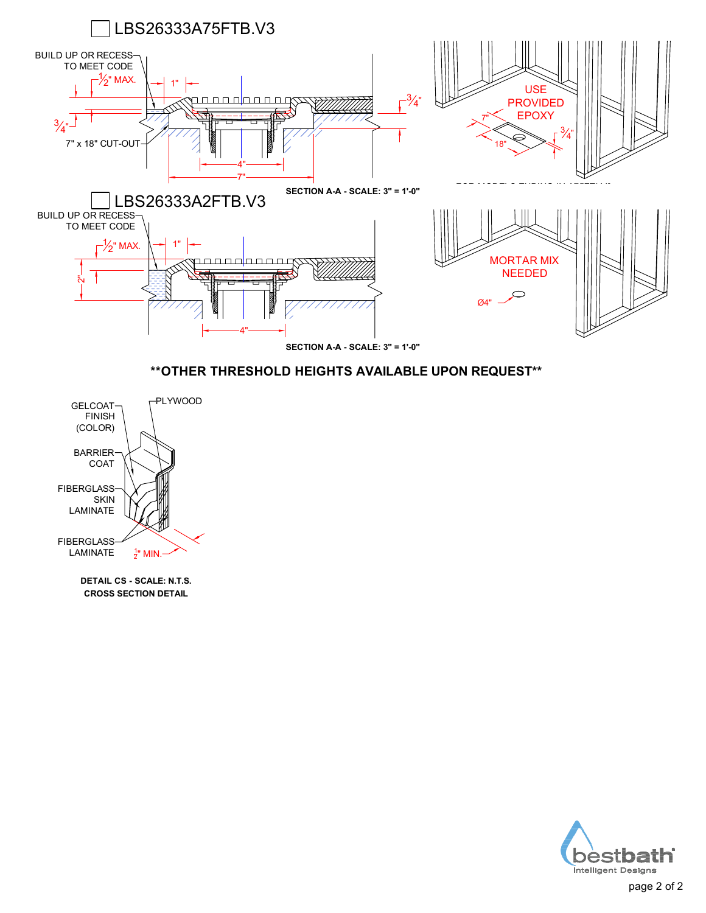☐ LBS26333A75FTB.V3

BUILD UP OR RECESS TO MEET CODE

½" MAX.

1"

¾"

¾"

7" x 18" CUT-OUT

4"

7"

USE PROVIDED EPOXY

7"

18"

¾"

SECTION A-A - SCALE: 3" = 1'-0"

☐ LBS26333A2FTB.V3

BUILD UP OR RECESS TO MEET CODE

½" MAX.

1"

2"

4"

MORTAR MIX NEEDED

Ø4"

SECTION A-A - SCALE: 3" = 1'-0"

**OTHER THRESHOLD HEIGHTS AVAILABLE UPON REQUEST**

GELCOAT FINISH (COLOR)

PLYWOOD

BARRIER COAT

FIBERGLASS SKIN LAMINATE

FIBERGLASS LAMINATE

½" MIN.

DETAIL CS - SCALE: N.T.S.
CROSS SECTION DETAIL

bestbath
Intelligent Designs